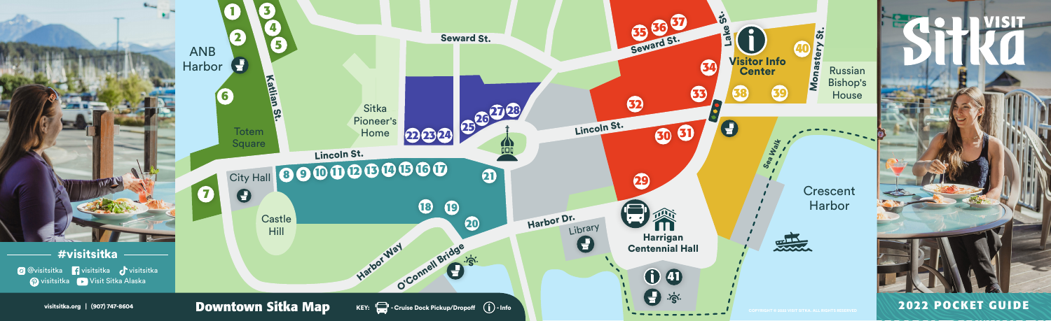# Visit Sitka

## 2022 POCKET GUIDE

## Downtown Sitka Map

KEY: Cruise Dock Pickup/Dropoff | (i) - Info

ANB Harbor

Katlian St.

Totem Square

City Hall

Castle Hill

Lincoln St.

Seward St.

Sitka Pioneer's Home

Harbor Way

O'Connell Bridge

Harbor Dr.

Library

Harrigan Centennial Hall

Lake St.

Visitor Info Center

Monastery St.

Russian Bishop's House

Sea Walk

Crescent Harbor

1 2 3 4 5 6 7 8 9 10 11 12 13 14 15 16 17 18 19 20 21 22 23 24 25 26 27 28 29 30 31 32 33 34 35 36 37 38 39 40 41

**#visitsitka**

@visitsitka | visitsitka | visitsitka | visitsitka | Visit Sitka Alaska

visitsitka.org | (907) 747-8604

COPYRIGHT © 2022 VISIT SITKA. ALL RIGHTS RESERVED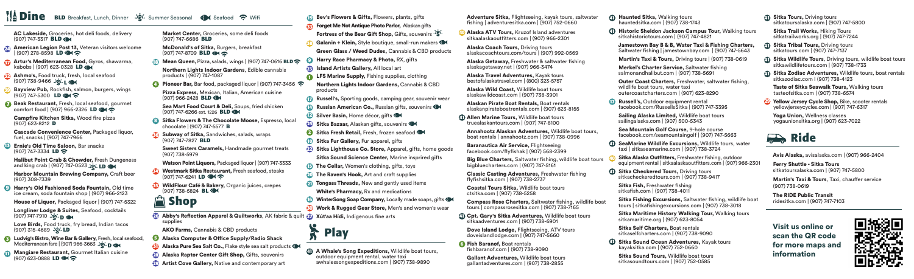# Dine

BLD Breakfast, Lunch, Dinner · Summer Seasonal · Seafood · Wifi

**AC Lakeside,** Groceries, hot deli foods, delivery (907) 747-3317 BLD

24 **American Legion Post 13,** Veteran visitors welcome (907) 278-8598 LD

37 **Artur's Mediterranean Food,** Gyros, shawarma, kabobs | (907) 623-0328 LD

32 **Ashmo's,** Food truck, fresh, local seafood (907) 738-9466 L

36 **Bayview Pub,** Rockfish, salmon, burgers, wings (907) 747-5300 LD

7 **Beak Restaurant,** Fresh, local seafood, gourmet comfort food | (907) 966-2326 LD

**Campfire Kitchen Sitka,** Wood fire pizza (907) 623-8212 D

**Cascade Convenience Center,** Packaged liquor, fuel, snacks | (907) 747-7966

13 **Ernie's Old Time Saloon,** Bar snacks (907) 747-3334 LD

**Halibut Point Crab & Chowder,** Fresh Dungeness and king crab | (907) 747-0523 LD

**Harbor Mountain Brewing Company,** Craft beer (907) 308-7339

9 **Harry's Old Fashioned Soda Fountain,** Old time ice cream, soda fountain shop | (907) 966-2123

**House of Liquor,** Packaged liquor | (907) 747-5322

**Longliner Lodge & Suites,** Seafood, cocktails (907) 747-7910 D

**Love Birds,** Food truck, fry bread, Indian tacos (907) 315-4689 LD

3 **Ludvig's Bistro, Wine Bar & Eatery,** Fresh, local seafood, Mediterranean fare | (907) 966-3663 D

11 **Mangiare Restaurant,** Gourmet Italian cuisine (907) 623-0888 LD

**Market Center,** Groceries, some deli foods (907) 747-6686 BLD

**McDonald's of Sitka,** Burgers, breakfast (907) 747-8709 BLD

18 **Mean Queen,** Pizza, salads, wings | (907) 747-0616 BLD

**Northern Lights Indoor Gardens,** Edible cannabis products | (907) 747-1087

4 **Pioneer Bar,** Bar food, packaged liquor | (907) 747-3456

**Pizza Express,** Mexican, Italian, American cuisine (907) 966-2428 BLD

**Sea Mart Food Court & Deli,** Soups, fried chicken (907) 747-6266 ext. 1226 BLD

8 **Sitka Flowers & The Chocolate Moose,** Espresso, local chocolate | (907) 747-6577 B

30 **Subway of Sitka,** Sandwiches, salads, wraps (907) 747-7827 BLD

**Sweet Sisters Caramels,** Handmade gourmet treats (907) 738-5979

**Watson Point Liquors,** Packaged liquor | (907) 747-3333

34 **Westmark Sitka Restaurant,** Fresh seafood, steaks (907) 747-6241 LD

35 **WildFlour Café & Bakery,** Organic juices, crepes (907) 738-5824 BL

# Shop

26 **Abby's Reflection Apparel & Quiltworks,** AK fabric & quilt supplies

**AKO Farms,** Cannabis & CBD products

5 **Alaska Computer & Office Supply/Radio Shack**

31 **Alaska Pure Sea Salt Co.,** Flake style sea salt products

28 **Alaska Raptor Center Gift Shop,** Gifts, souvenirs

29 **Artist Cove Gallery,** Native and contemporary art

19 **Bev's Flowers & Gifts,** Flowers, plants, gifts

33 **Forget Me Not Antique Photo Parlor,** Alaskan gifts

**Fortress of the Bear Gift Shop,** Gifts, souvenirs

34 **Galanin + Klein,** Style boutique, small-run makers

**Green Glass / Weed Dudes,** Cannabis & CBD products

9 **Harry Race Pharmacy & Photo,** RX, gifts

3 **Island Artists Gallery,** All local art

1 **LFS Marine Supply,** Fishing supplies, clothing

**Northern Lights Indoor Gardens,** Cannabis & CBD products

17 **Russell's,** Sporting goods, camping gear, souvenir wear

14 **Russian American Co.,** Russian gifts, souvenirs

12 **Silver Basin,** Home décor, gifts

25 **Sitka Bazaar,** Alaskan gifts, souvenirs

2 **Sitka Fresh Retail,** Fresh, frozen seafood

10 **Sitka Fur Gallery,** Fur apparel, gifts

22 **Sitka Lighthouse Co. Store,** Apparel, gifts, home goods

**Sitka Sound Science Center,** Marine inspired gifts

15 **The Cellar,** Women's clothing, gifts, toys

20 **The Raven's Hook,** Art and craft supplies

21 **Tongass Threads,** New and gently used items

**White's Pharmacy,** Rx and medications

16 **WinterSong Soap Company,** Locally made soaps, gifts

50 **Work & Rugged Gear Store,** Men's and women's wear

27 **Xút'aa Hídi,** Indigenous fine arts

# Play

41 **A Whale's Song Expeditions,** Wildlife boat tours, outdoor equipment rental, water taxi awhalessongexpeditions.com | (907) 738-9890

**Adventure Sitka,** Flightseeing, kayak tours, saltwater fishing | adventuresitka.com | (907) 752-0660

40 **Alaska ATV Tours,** Kruzof Island adventures sitkaalaskaoutfitters.com | (907) 966-2301

**Alaska Coach Tours,** Driving tours alaskacoachtours.com/tours | (907) 992-0569

**Alaska Getaway,** Freshwater & saltwater fishing alaskagetaway.net | (907) 966-3474

**Alaska Travel Adventures,** Kayak tours bestofalaskatravel.com | (800) 323-5757

**Alaska Wild Coast,** Wildlife boat tours alaskawildcoast.com | (907) 738-3901

**Alaskan Pirate Boat Rentals,** Boat rentals alaskanpirateboatrentals.com | (907) 623-8155

41 **Allen Marine Tours,** Wildlife boat tours truealaskantours.com | (907) 747-8100

**Annahootz Alaskan Adventures,** Wildlife boat tours, boat rentals | annahootz.com | (907) 738-0996

**Baranautica Air Service,** Flightseeing facebook.com/flyfishak | (907) 568-2399

**Big Blue Charters,** Saltwater fishing, wildlife boat tours bigbluecharters.com | (907) 747-5161

**Classic Casting Adventures,** Freshwater fishing flyfishsitka.com | (907) 738-2737

**Coastal Tours Sitka,** Wildlife boat tours ctsitka.com | (907) 738-5258

**Compass Rose Charters,** Saltwater fishing, wildlife boat tours | compassrosesitka.com | (907) 738-7165

41 **Cpt. Gary's Sitka Adventures,** Wildlife boat tours sitkaadventures.com | (907) 738-6901

**Dove Island Lodge,** Flightseeing, ATV tours doveislandlodge.com | (907) 747-5660

6 **Fish Baranof,** Boat rentals fishbaranof.com | (907) 738-9090

**Gallant Adventures,** Wildlife boat tours gallantadventures.com | (907) 738-2855

41 **Haunted Sitka,** Walking tours hauntedsitka.com | (907) 738-1743

41 **Historic Sheldon Jackson Campus Tour,** Walking tours sitkahistorictours.com | (907) 747-4821

**Jamestown Bay B & B, Water Taxi & Fishing Charters,** Saltwater fishing | jamestownbay.com | (907) 747-5643

**Martin's Taxi & Tours,** Driving tours | (907) 738-0619

**Merkel's Charter Service,** Saltwater fishing salmonandhalibut.com | (907) 738-5691

**Outer Coast Charters,** Freshwater, saltwater fishing, wildlife boat tours, water taxi outercoastcharters.com | (907) 623-8290

17 **Russell's,** Outdoor equipment rental facebook.com/RussellsSitka | (907) 747-3395

**Sailing Alaska Limited,** Wildlife boat tours sailingalaska.com | (907) 500-5343

**Sea Mountain Golf Course,** 9-hole course facebook.com/seamountaingolf | (907) 747-5663

41 **SeaMarine Wildlife Excursions,** Wildlife tours, water taxi | sitkaseamarine.com | (907) 738-3724

40 **Sitka Alaska Outfitters,** Freshwater fishing, outdoor equipment rental | sitkaalaskaoutfitters.com | (907) 966-2301

41 **Sitka Checkered Tours,** Driving tours sitkacheckeredtours.com | (907) 738-9417

**Sitka Fish,** Freshwater fishing sitkafish.com | (907) 738-4011

**Sitka Fishing Excursions,** Saltwater fishing, wildlife boat tours | sitkafishingexcursions.com | (907) 738-3018

**Sitka Maritime History Walking Tour,** Walking tours sitkamaritime.org | (907) 623-8054

**Sitka Self Charters,** Boat rentals sitkaselfcharters.com | (907) 738-9090

41 **Sitka Sound Ocean Adventures,** Kayak tours kayaksitka.com | (907) 752-0660

**Sitka Sound Tours,** Wildlife boat tours sitkasoundtours.com | (907) 752-0585

41 **Sitka Tours,** Driving tours sitkatoursalaska.com | (907) 747-5800

**Sitka Trail Works,** Hiking Tours sitkatrailworks.org | (907) 747-7244

41 **Sitka Tribal Tours,** Driving tours sitkatours.com | (907) 747-7137

41 **Sitka Wildlife Tours,** Driving tours, wildlife boat tours sitkawildlifetours.com | (907) 738-1733

41 **Sitka Zodiac Adventures,** Wildlife tours, boat rentals sitkazodiac.com | (907) 738-4123

**Taste of Sitka Seawalk Tours,** Walking tours tasteofsitka.com | (907) 738-6574

29 **Yellow Jersey Cycle Shop,** Bike, scooter rentals yellowjerseycycles.com | (907) 747-6317

**Yoga Union,** Wellness classes yogaunionsitka.org | (907) 623-7022

# Ride

**Avis Alaska,** avisalaska.com | (907) 966-2404

**Ferry Shuttle - Sitka Tours** sitkatoursalaska.com | (907) 747-5800

**Martin's Taxi & Tours,** Taxi, chauffer service (907) 738-0619

**The RIDE Public Transit** ridesitka.com | (907) 747-7103

**Visit us online or scan the QR code for more maps and information**